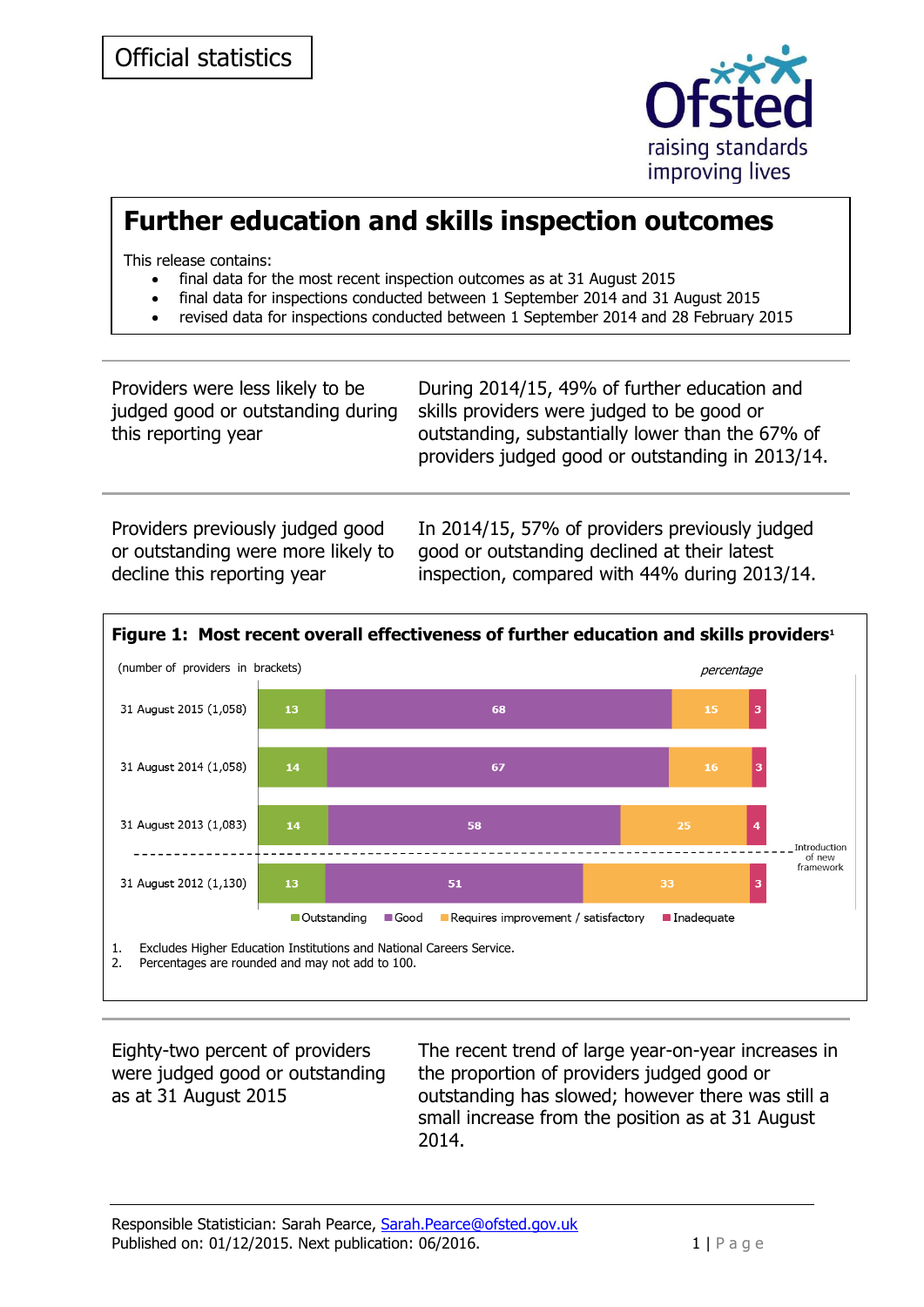Official statistics

# Further education and skills inspection outcomes

This release contains:

- final data for the most recent inspection outcomes as at 31 August 2015
- final data for inspections conducted between 1 September 2014 and 31 August 2015
- revised data for inspections conducted between 1 September 2014 and 28 February 2015

**Providers were less likely to be judged good or outstanding during this reporting year**

During 2014/15, 49% of further education and skills providers were judged to be good or outstanding, substantially lower than the 67% of providers judged good or outstanding in 2013/14.

**Providers previously judged good or outstanding were more likely to decline this reporting year**

In 2014/15, 57% of providers previously judged good or outstanding declined at their latest inspection, compared with 44% during 2013/14.

**Figure 1: Most recent overall effectiveness of further education and skills providers**[1]

(number of providers in brackets) *percentage*

| | Outstanding | Good | Requires improvement / satisfactory | Inadequate |
|---|---|---|---|---|
| 31 August 2015 (1,058) | 13 | 68 | 15 | 3 |
| 31 August 2014 (1,058) | 14 | 67 | 16 | 3 |
| 31 August 2013 (1,083) | 14 | 58 | 25 | 4 |
| *Introduction of new framework* | | | | |
| 31 August 2012 (1,130) | 13 | 51 | 33 | 3 |

1. Excludes Higher Education Institutions and National Careers Service.
2. Percentages are rounded and may not add to 100.

**Eighty-two percent of providers were judged good or outstanding as at 31 August 2015**

The recent trend of large year-on-year increases in the proportion of providers judged good or outstanding has slowed; however there was still a small increase from the position as at 31 August 2014.

Responsible Statistician: Sarah Pearce, Sarah.Pearce@ofsted.gov.uk
Published on: 01/12/2015. Next publication: 06/2016.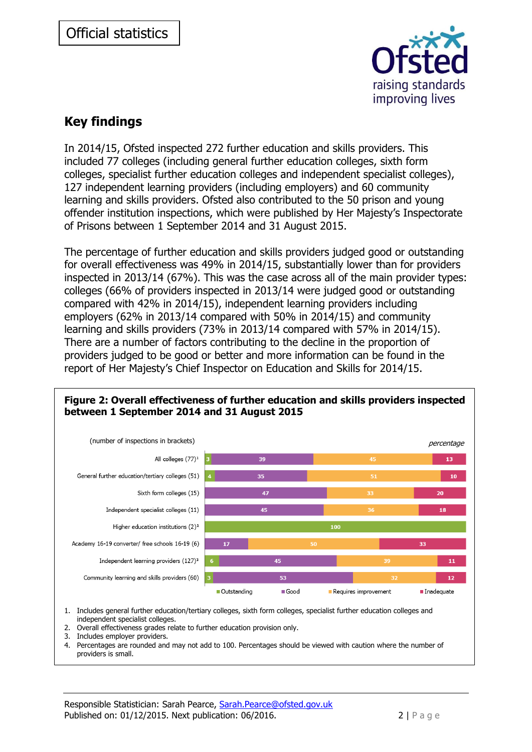## Key findings

In 2014/15, Ofsted inspected 272 further education and skills providers. This included 77 colleges (including general further education colleges, sixth form colleges, specialist further education colleges and independent specialist colleges), 127 independent learning providers (including employers) and 60 community learning and skills providers. Ofsted also contributed to the 50 prison and young offender institution inspections, which were published by Her Majesty's Inspectorate of Prisons between 1 September 2014 and 31 August 2015.

The percentage of further education and skills providers judged good or outstanding for overall effectiveness was 49% in 2014/15, substantially lower than for providers inspected in 2013/14 (67%). This was the case across all of the main provider types: colleges (66% of providers inspected in 2013/14 were judged good or outstanding compared with 42% in 2014/15), independent learning providers including employers (62% in 2013/14 compared with 50% in 2014/15) and community learning and skills providers (73% in 2013/14 compared with 57% in 2014/15). There are a number of factors contributing to the decline in the proportion of providers judged to be good or better and more information can be found in the report of Her Majesty's Chief Inspector on Education and Skills for 2014/15.

**Figure 2: Overall effectiveness of further education and skills providers inspected between 1 September 2014 and 31 August 2015**

(number of inspections in brackets) — *percentage*

| Provider type | Outstanding | Good | Requires improvement | Inadequate |
|---|---|---|---|---|
| All colleges (77)[1] | 3 | 39 | 45 | 13 |
| General further education/tertiary colleges (51) | 4 | 35 | 51 | 10 |
| Sixth form colleges (15) | | 47 | 33 | 20 |
| Independent specialist colleges (11) | | 45 | 36 | 18 |
| Higher education institutions (2)[2] | 100 | | | |
| Academy 16-19 converter/ free schools 16-19 (6) | | 17 | 50 | 33 |
| Independent learning providers (127)[3] | 6 | 45 | 39 | 11 |
| Community learning and skills providers (60) | 3 | 53 | 32 | 12 |

1. Includes general further education/tertiary colleges, sixth form colleges, specialist further education colleges and independent specialist colleges.
2. Overall effectiveness grades relate to further education provision only.
3. Includes employer providers.
4. Percentages are rounded and may not add to 100. Percentages should be viewed with caution where the number of providers is small.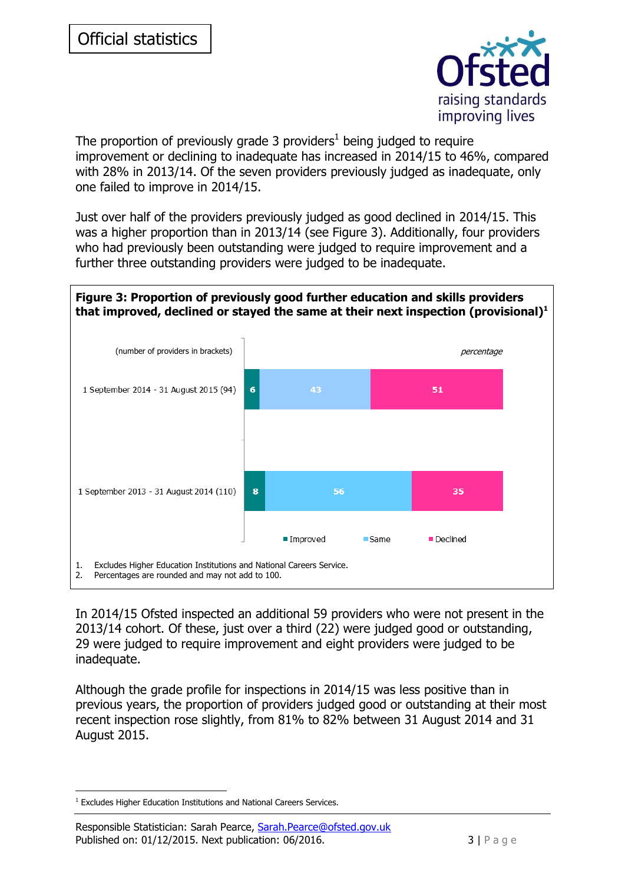Official statistics

The proportion of previously grade 3 providers[1] being judged to require improvement or declining to inadequate has increased in 2014/15 to 46%, compared with 28% in 2013/14. Of the seven providers previously judged as inadequate, only one failed to improve in 2014/15.

Just over half of the providers previously judged as good declined in 2014/15. This was a higher proportion than in 2013/14 (see Figure 3). Additionally, four providers who had previously been outstanding were judged to require improvement and a further three outstanding providers were judged to be inadequate.

**Figure 3: Proportion of previously good further education and skills providers that improved, declined or stayed the same at their next inspection (provisional)[1]**

*percentage*

| (number of providers in brackets) | Improved | Same | Declined |
|---|---|---|---|
| 1 September 2014 - 31 August 2015 (94) | 6 | 43 | 51 |
| 1 September 2013 - 31 August 2014 (110) | 8 | 56 | 35 |

1. Excludes Higher Education Institutions and National Careers Service.
2. Percentages are rounded and may not add to 100.

In 2014/15 Ofsted inspected an additional 59 providers who were not present in the 2013/14 cohort. Of these, just over a third (22) were judged good or outstanding, 29 were judged to require improvement and eight providers were judged to be inadequate.

Although the grade profile for inspections in 2014/15 was less positive than in previous years, the proportion of providers judged good or outstanding at their most recent inspection rose slightly, from 81% to 82% between 31 August 2014 and 31 August 2015.

[1] Excludes Higher Education Institutions and National Careers Services.

Responsible Statistician: Sarah Pearce, Sarah.Pearce@ofsted.gov.uk
Published on: 01/12/2015. Next publication: 06/2016.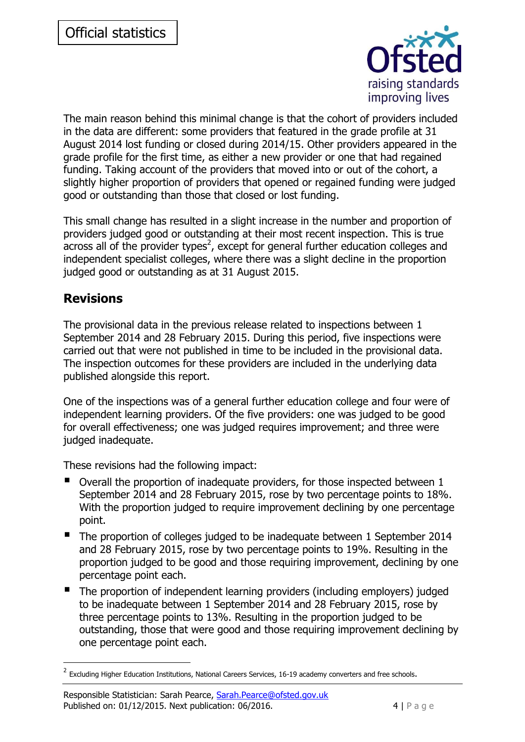The main reason behind this minimal change is that the cohort of providers included in the data are different: some providers that featured in the grade profile at 31 August 2014 lost funding or closed during 2014/15. Other providers appeared in the grade profile for the first time, as either a new provider or one that had regained funding. Taking account of the providers that moved into or out of the cohort, a slightly higher proportion of providers that opened or regained funding were judged good or outstanding than those that closed or lost funding.

This small change has resulted in a slight increase in the number and proportion of providers judged good or outstanding at their most recent inspection. This is true across all of the provider types[2], except for general further education colleges and independent specialist colleges, where there was a slight decline in the proportion judged good or outstanding as at 31 August 2015.

## Revisions

The provisional data in the previous release related to inspections between 1 September 2014 and 28 February 2015. During this period, five inspections were carried out that were not published in time to be included in the provisional data. The inspection outcomes for these providers are included in the underlying data published alongside this report.

One of the inspections was of a general further education college and four were of independent learning providers. Of the five providers: one was judged to be good for overall effectiveness; one was judged requires improvement; and three were judged inadequate.

These revisions had the following impact:

- Overall the proportion of inadequate providers, for those inspected between 1 September 2014 and 28 February 2015, rose by two percentage points to 18%. With the proportion judged to require improvement declining by one percentage point.
- The proportion of colleges judged to be inadequate between 1 September 2014 and 28 February 2015, rose by two percentage points to 19%. Resulting in the proportion judged to be good and those requiring improvement, declining by one percentage point each.
- The proportion of independent learning providers (including employers) judged to be inadequate between 1 September 2014 and 28 February 2015, rose by three percentage points to 13%. Resulting in the proportion judged to be outstanding, those that were good and those requiring improvement declining by one percentage point each.

---

[2] Excluding Higher Education Institutions, National Careers Services, 16-19 academy converters and free schools.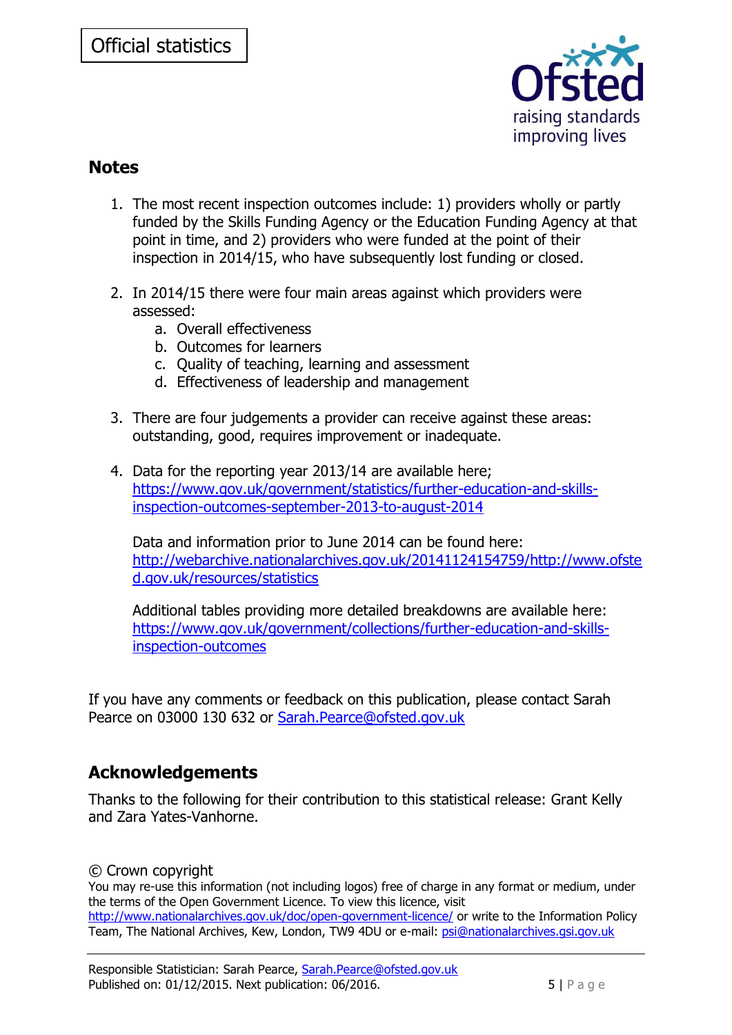Official statistics

## Notes

1. The most recent inspection outcomes include: 1) providers wholly or partly funded by the Skills Funding Agency or the Education Funding Agency at that point in time, and 2) providers who were funded at the point of their inspection in 2014/15, who have subsequently lost funding or closed.

2. In 2014/15 there were four main areas against which providers were assessed:
   a. Overall effectiveness
   b. Outcomes for learners
   c. Quality of teaching, learning and assessment
   d. Effectiveness of leadership and management

3. There are four judgements a provider can receive against these areas: outstanding, good, requires improvement or inadequate.

4. Data for the reporting year 2013/14 are available here; https://www.gov.uk/government/statistics/further-education-and-skills-inspection-outcomes-september-2013-to-august-2014

   Data and information prior to June 2014 can be found here: http://webarchive.nationalarchives.gov.uk/20141124154759/http://www.ofsted.gov.uk/resources/statistics

   Additional tables providing more detailed breakdowns are available here: https://www.gov.uk/government/collections/further-education-and-skills-inspection-outcomes

If you have any comments or feedback on this publication, please contact Sarah Pearce on 03000 130 632 or Sarah.Pearce@ofsted.gov.uk

## Acknowledgements

Thanks to the following for their contribution to this statistical release: Grant Kelly and Zara Yates-Vanhorne.

© Crown copyright

You may re-use this information (not including logos) free of charge in any format or medium, under the terms of the Open Government Licence. To view this licence, visit http://www.nationalarchives.gov.uk/doc/open-government-licence/ or write to the Information Policy Team, The National Archives, Kew, London, TW9 4DU or e-mail: psi@nationalarchives.gsi.gov.uk

Responsible Statistician: Sarah Pearce, Sarah.Pearce@ofsted.gov.uk
Published on: 01/12/2015. Next publication: 06/2016.